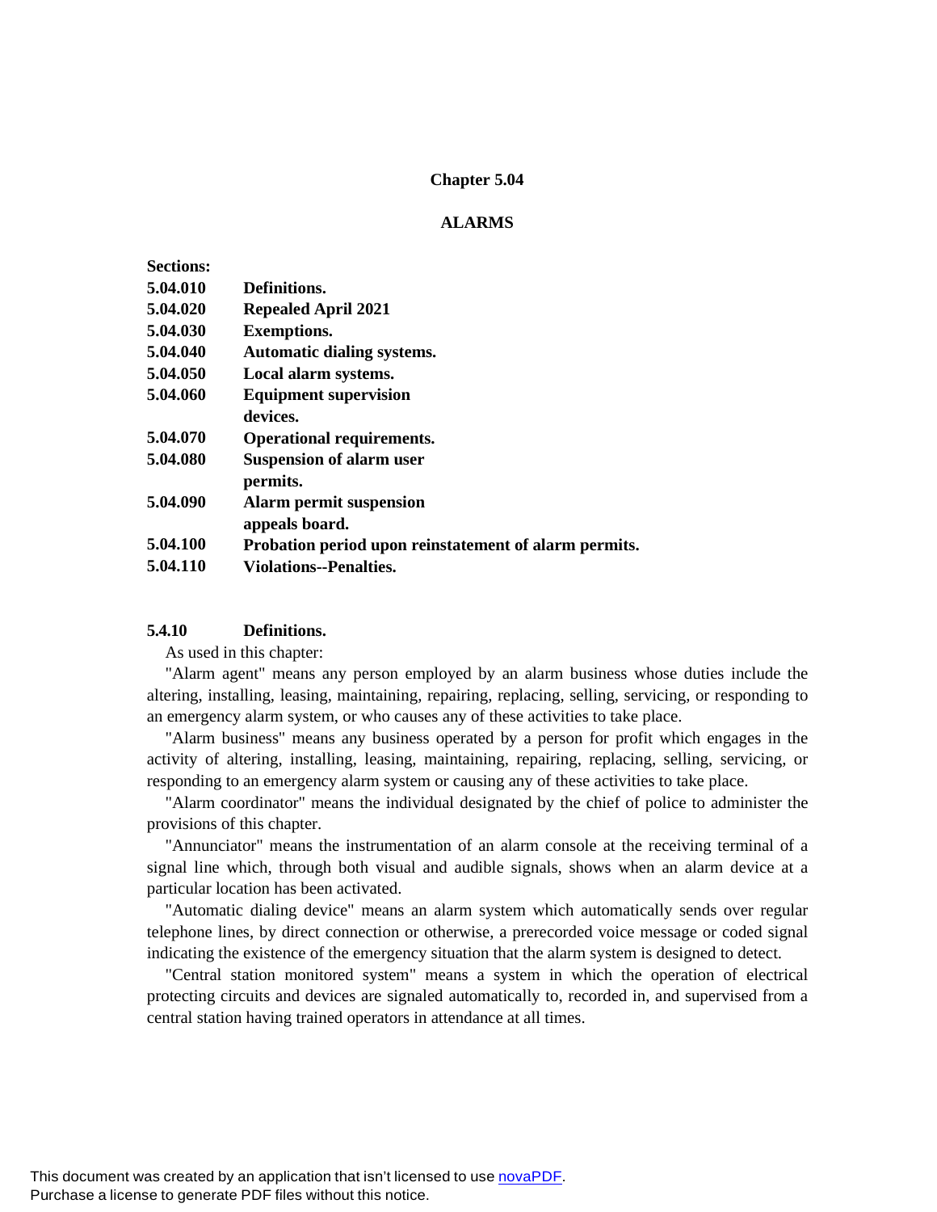# Chapter 5.04

## ALARMS

**Sections:**

| | |
|---|---|
| **5.04.010** | **Definitions.** |
| **5.04.020** | **Repealed April 2021** |
| **5.04.030** | **Exemptions.** |
| **5.04.040** | **Automatic dialing systems.** |
| **5.04.050** | **Local alarm systems.** |
| **5.04.060** | **Equipment supervision devices.** |
| **5.04.070** | **Operational requirements.** |
| **5.04.080** | **Suspension of alarm user permits.** |
| **5.04.090** | **Alarm permit suspension appeals board.** |
| **5.04.100** | **Probation period upon reinstatement of alarm permits.** |
| **5.04.110** | **Violations--Penalties.** |

### 5.4.10 Definitions.

As used in this chapter:

"Alarm agent" means any person employed by an alarm business whose duties include the altering, installing, leasing, maintaining, repairing, replacing, selling, servicing, or responding to an emergency alarm system, or who causes any of these activities to take place.

"Alarm business" means any business operated by a person for profit which engages in the activity of altering, installing, leasing, maintaining, repairing, replacing, selling, servicing, or responding to an emergency alarm system or causing any of these activities to take place.

"Alarm coordinator" means the individual designated by the chief of police to administer the provisions of this chapter.

"Annunciator" means the instrumentation of an alarm console at the receiving terminal of a signal line which, through both visual and audible signals, shows when an alarm device at a particular location has been activated.

"Automatic dialing device" means an alarm system which automatically sends over regular telephone lines, by direct connection or otherwise, a prerecorded voice message or coded signal indicating the existence of the emergency situation that the alarm system is designed to detect.

"Central station monitored system" means a system in which the operation of electrical protecting circuits and devices are signaled automatically to, recorded in, and supervised from a central station having trained operators in attendance at all times.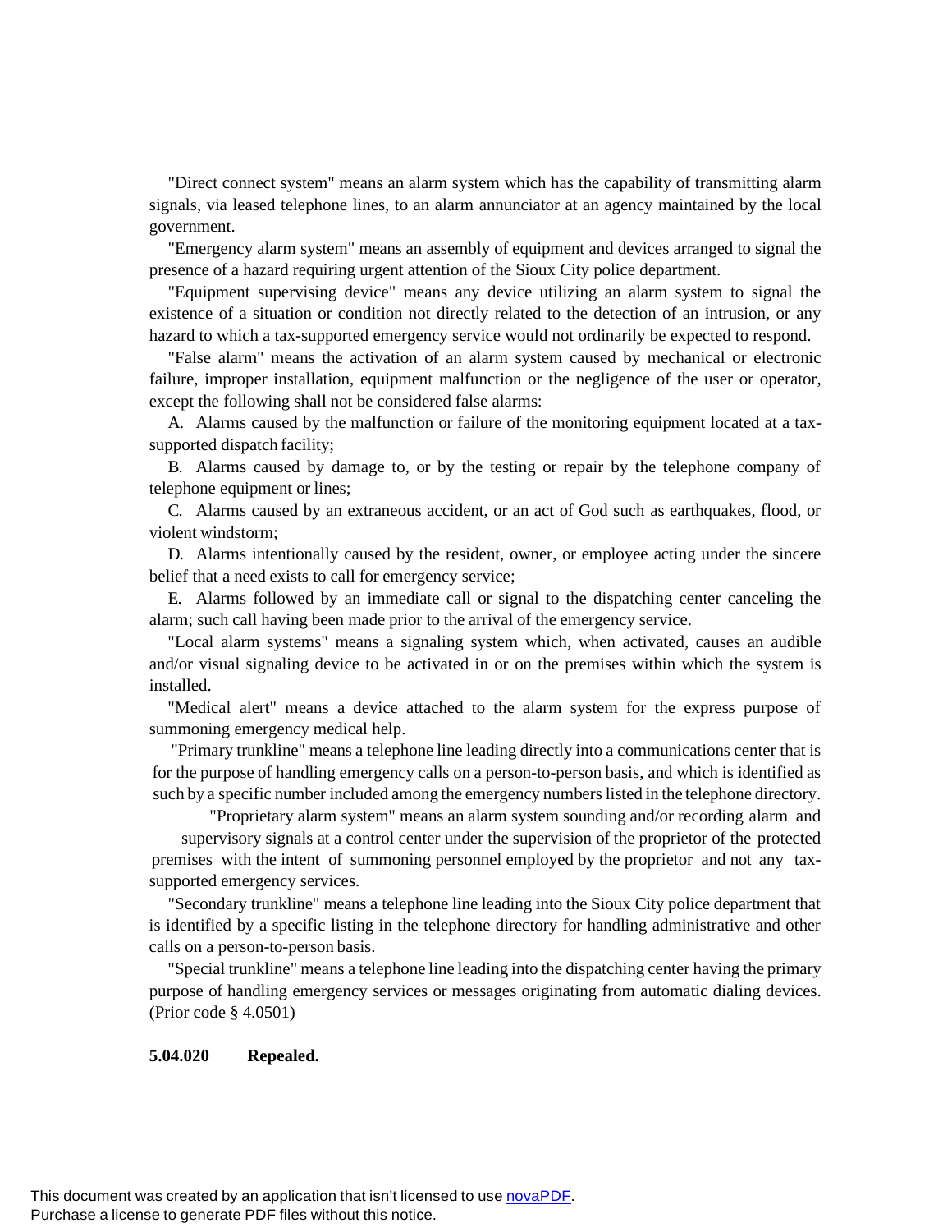"Direct connect system" means an alarm system which has the capability of transmitting alarm signals, via leased telephone lines, to an alarm annunciator at an agency maintained by the local government.

"Emergency alarm system" means an assembly of equipment and devices arranged to signal the presence of a hazard requiring urgent attention of the Sioux City police department.

"Equipment supervising device" means any device utilizing an alarm system to signal the existence of a situation or condition not directly related to the detection of an intrusion, or any hazard to which a tax-supported emergency service would not ordinarily be expected to respond.

"False alarm" means the activation of an alarm system caused by mechanical or electronic failure, improper installation, equipment malfunction or the negligence of the user or operator, except the following shall not be considered false alarms:

A. Alarms caused by the malfunction or failure of the monitoring equipment located at a tax-supported dispatch facility;

B. Alarms caused by damage to, or by the testing or repair by the telephone company of telephone equipment or lines;

C. Alarms caused by an extraneous accident, or an act of God such as earthquakes, flood, or violent windstorm;

D. Alarms intentionally caused by the resident, owner, or employee acting under the sincere belief that a need exists to call for emergency service;

E. Alarms followed by an immediate call or signal to the dispatching center canceling the alarm; such call having been made prior to the arrival of the emergency service.

"Local alarm systems" means a signaling system which, when activated, causes an audible and/or visual signaling device to be activated in or on the premises within which the system is installed.

"Medical alert" means a device attached to the alarm system for the express purpose of summoning emergency medical help.

"Primary trunkline" means a telephone line leading directly into a communications center that is for the purpose of handling emergency calls on a person-to-person basis, and which is identified as such by a specific number included among the emergency numbers listed in the telephone directory.

"Proprietary alarm system" means an alarm system sounding and/or recording alarm and supervisory signals at a control center under the supervision of the proprietor of the protected premises with the intent of summoning personnel employed by the proprietor and not any tax-supported emergency services.

"Secondary trunkline" means a telephone line leading into the Sioux City police department that is identified by a specific listing in the telephone directory for handling administrative and other calls on a person-to-person basis.

"Special trunkline" means a telephone line leading into the dispatching center having the primary purpose of handling emergency services or messages originating from automatic dialing devices. (Prior code § 4.0501)

**5.04.020 Repealed.**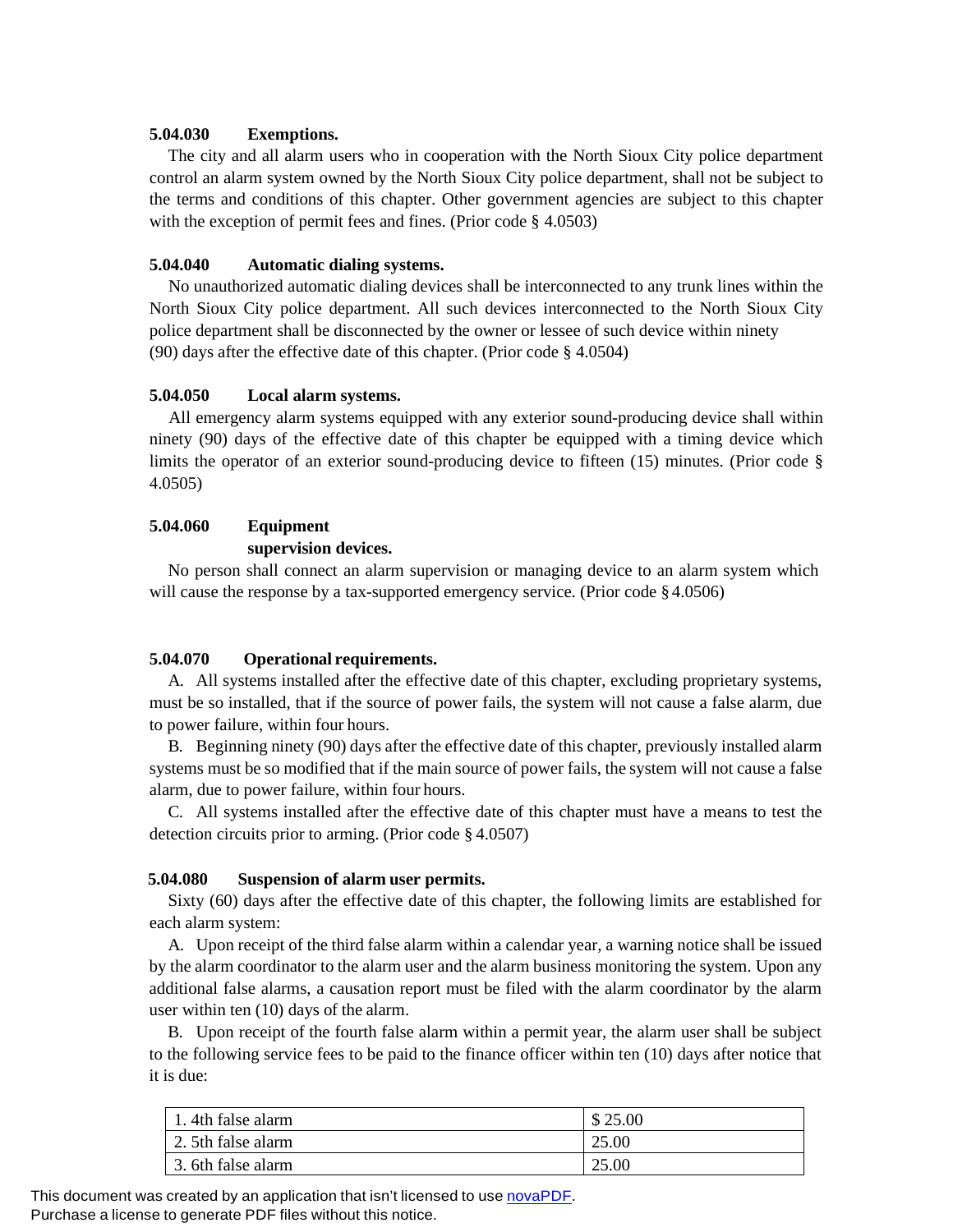**5.04.030 Exemptions.**

The city and all alarm users who in cooperation with the North Sioux City police department control an alarm system owned by the North Sioux City police department, shall not be subject to the terms and conditions of this chapter. Other government agencies are subject to this chapter with the exception of permit fees and fines. (Prior code § 4.0503)

**5.04.040 Automatic dialing systems.**

No unauthorized automatic dialing devices shall be interconnected to any trunk lines within the North Sioux City police department. All such devices interconnected to the North Sioux City police department shall be disconnected by the owner or lessee of such device within ninety (90) days after the effective date of this chapter. (Prior code § 4.0504)

**5.04.050 Local alarm systems.**

All emergency alarm systems equipped with any exterior sound-producing device shall within ninety (90) days of the effective date of this chapter be equipped with a timing device which limits the operator of an exterior sound-producing device to fifteen (15) minutes. (Prior code § 4.0505)

**5.04.060 Equipment supervision devices.**

No person shall connect an alarm supervision or managing device to an alarm system which will cause the response by a tax-supported emergency service. (Prior code § 4.0506)

**5.04.070 Operational requirements.**

A. All systems installed after the effective date of this chapter, excluding proprietary systems, must be so installed, that if the source of power fails, the system will not cause a false alarm, due to power failure, within four hours.

B. Beginning ninety (90) days after the effective date of this chapter, previously installed alarm systems must be so modified that if the main source of power fails, the system will not cause a false alarm, due to power failure, within four hours.

C. All systems installed after the effective date of this chapter must have a means to test the detection circuits prior to arming. (Prior code § 4.0507)

**5.04.080 Suspension of alarm user permits.**

Sixty (60) days after the effective date of this chapter, the following limits are established for each alarm system:

A. Upon receipt of the third false alarm within a calendar year, a warning notice shall be issued by the alarm coordinator to the alarm user and the alarm business monitoring the system. Upon any additional false alarms, a causation report must be filed with the alarm coordinator by the alarm user within ten (10) days of the alarm.

B. Upon receipt of the fourth false alarm within a permit year, the alarm user shall be subject to the following service fees to be paid to the finance officer within ten (10) days after notice that it is due:

| | |
|---|---|
| 1. 4th false alarm | $ 25.00 |
| 2. 5th false alarm | 25.00 |
| 3. 6th false alarm | 25.00 |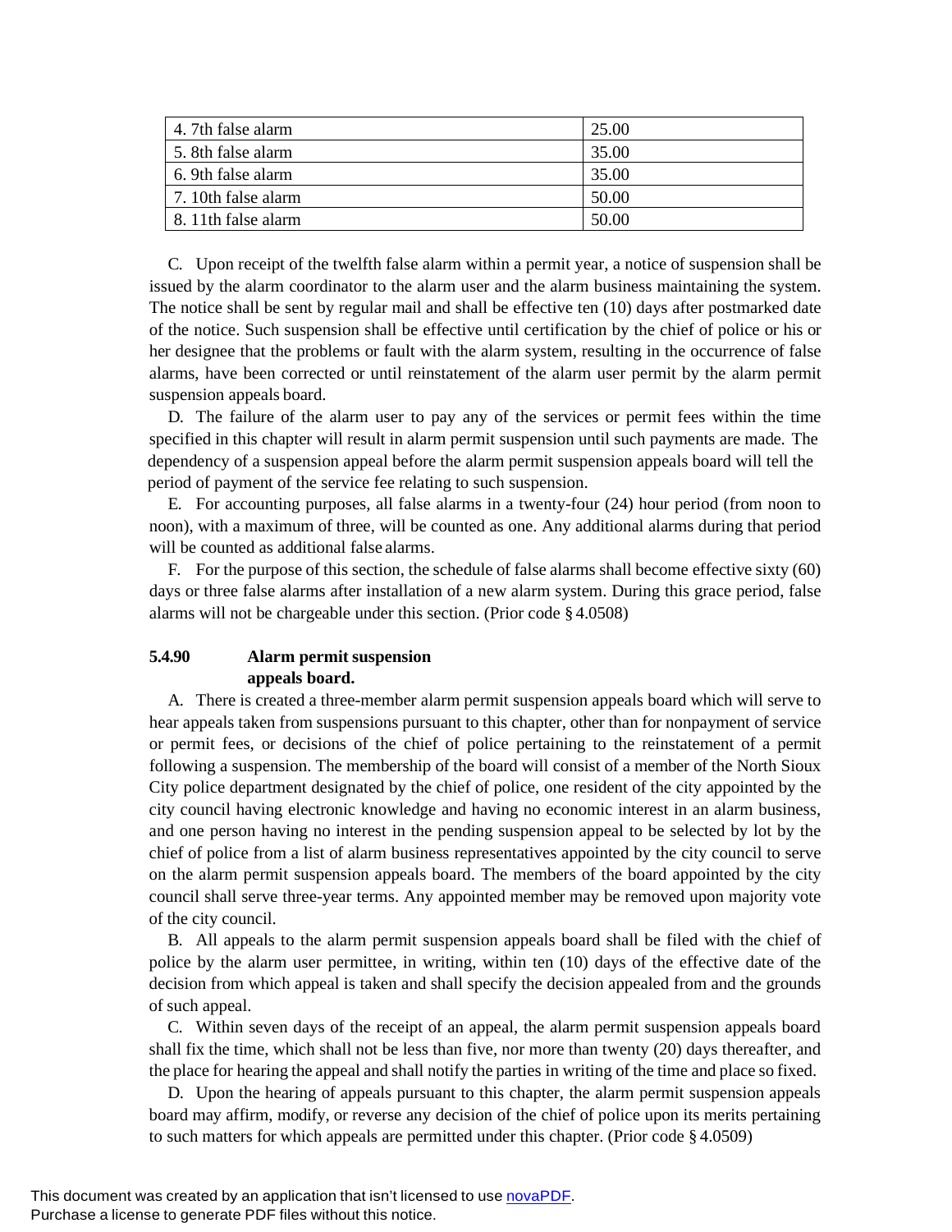| | |
|---|---|
| 4. 7th false alarm | 25.00 |
| 5. 8th false alarm | 35.00 |
| 6. 9th false alarm | 35.00 |
| 7. 10th false alarm | 50.00 |
| 8. 11th false alarm | 50.00 |

C. Upon receipt of the twelfth false alarm within a permit year, a notice of suspension shall be issued by the alarm coordinator to the alarm user and the alarm business maintaining the system. The notice shall be sent by regular mail and shall be effective ten (10) days after postmarked date of the notice. Such suspension shall be effective until certification by the chief of police or his or her designee that the problems or fault with the alarm system, resulting in the occurrence of false alarms, have been corrected or until reinstatement of the alarm user permit by the alarm permit suspension appeals board.

D. The failure of the alarm user to pay any of the services or permit fees within the time specified in this chapter will result in alarm permit suspension until such payments are made. The dependency of a suspension appeal before the alarm permit suspension appeals board will tell the period of payment of the service fee relating to such suspension.

E. For accounting purposes, all false alarms in a twenty-four (24) hour period (from noon to noon), with a maximum of three, will be counted as one. Any additional alarms during that period will be counted as additional false alarms.

F. For the purpose of this section, the schedule of false alarms shall become effective sixty (60) days or three false alarms after installation of a new alarm system. During this grace period, false alarms will not be chargeable under this section. (Prior code § 4.0508)

**5.4.90 Alarm permit suspension appeals board.**

A. There is created a three-member alarm permit suspension appeals board which will serve to hear appeals taken from suspensions pursuant to this chapter, other than for nonpayment of service or permit fees, or decisions of the chief of police pertaining to the reinstatement of a permit following a suspension. The membership of the board will consist of a member of the North Sioux City police department designated by the chief of police, one resident of the city appointed by the city council having electronic knowledge and having no economic interest in an alarm business, and one person having no interest in the pending suspension appeal to be selected by lot by the chief of police from a list of alarm business representatives appointed by the city council to serve on the alarm permit suspension appeals board. The members of the board appointed by the city council shall serve three-year terms. Any appointed member may be removed upon majority vote of the city council.

B. All appeals to the alarm permit suspension appeals board shall be filed with the chief of police by the alarm user permittee, in writing, within ten (10) days of the effective date of the decision from which appeal is taken and shall specify the decision appealed from and the grounds of such appeal.

C. Within seven days of the receipt of an appeal, the alarm permit suspension appeals board shall fix the time, which shall not be less than five, nor more than twenty (20) days thereafter, and the place for hearing the appeal and shall notify the parties in writing of the time and place so fixed.

D. Upon the hearing of appeals pursuant to this chapter, the alarm permit suspension appeals board may affirm, modify, or reverse any decision of the chief of police upon its merits pertaining to such matters for which appeals are permitted under this chapter. (Prior code § 4.0509)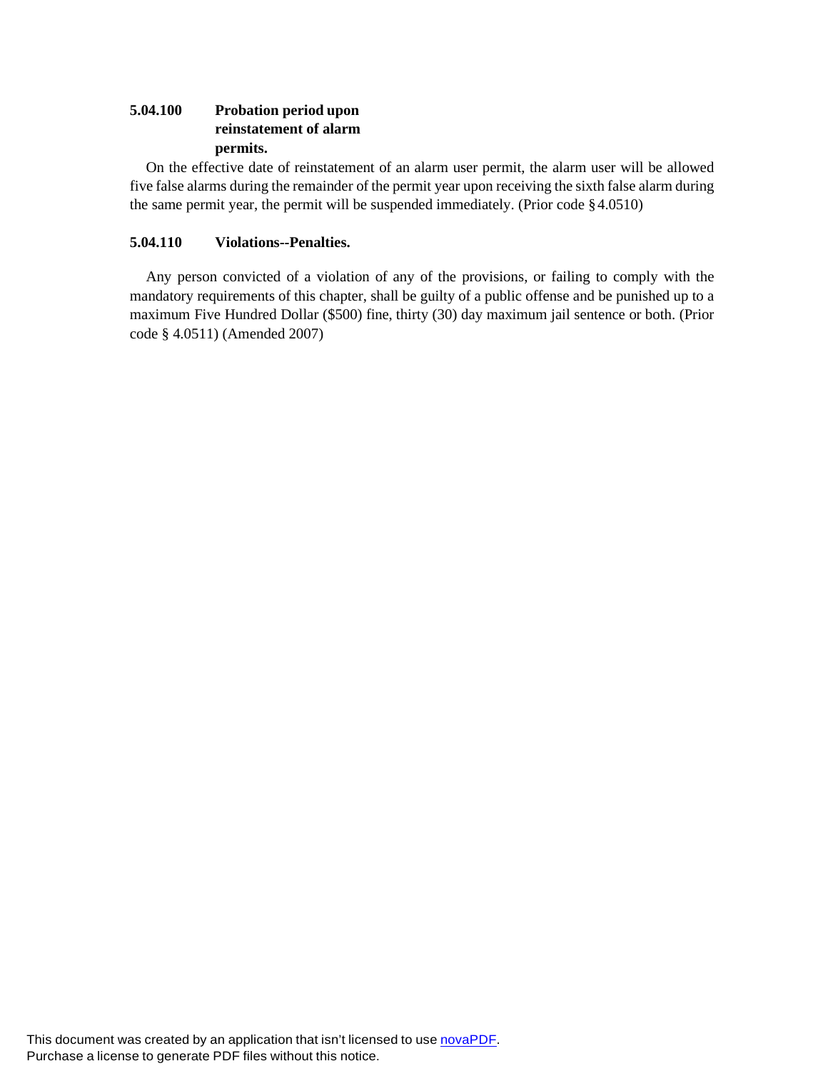### 5.04.100 Probation period upon reinstatement of alarm permits.

On the effective date of reinstatement of an alarm user permit, the alarm user will be allowed five false alarms during the remainder of the permit year upon receiving the sixth false alarm during the same permit year, the permit will be suspended immediately. (Prior code § 4.0510)

### 5.04.110 Violations--Penalties.

Any person convicted of a violation of any of the provisions, or failing to comply with the mandatory requirements of this chapter, shall be guilty of a public offense and be punished up to a maximum Five Hundred Dollar ($500) fine, thirty (30) day maximum jail sentence or both. (Prior code § 4.0511) (Amended 2007)

This document was created by an application that isn't licensed to use novaPDF.
Purchase a license to generate PDF files without this notice.